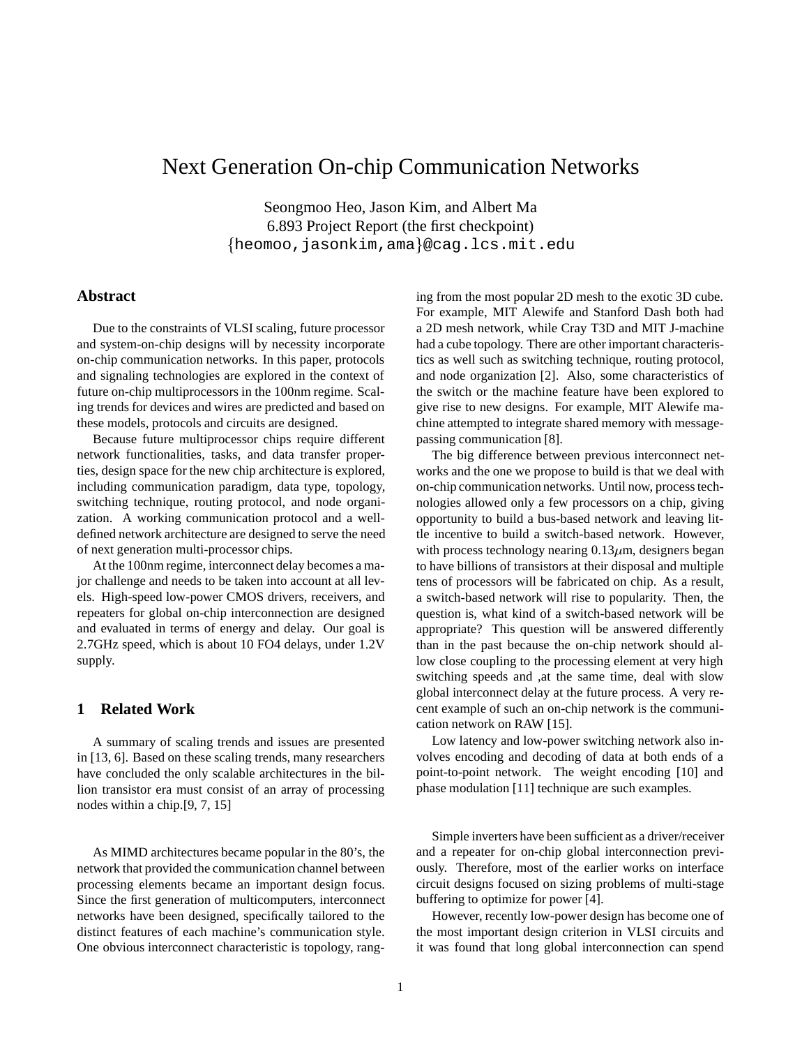# Next Generation On-chip Communication Networks

Seongmoo Heo, Jason Kim, and Albert Ma
6.893 Project Report (the first checkpoint)
{heomoo,jasonkim,ama}@cag.lcs.mit.edu

## Abstract

Due to the constraints of VLSI scaling, future processor and system-on-chip designs will by necessity incorporate on-chip communication networks. In this paper, protocols and signaling technologies are explored in the context of future on-chip multiprocessors in the 100nm regime. Scaling trends for devices and wires are predicted and based on these models, protocols and circuits are designed.

Because future multiprocessor chips require different network functionalities, tasks, and data transfer properties, design space for the new chip architecture is explored, including communication paradigm, data type, topology, switching technique, routing protocol, and node organization. A working communication protocol and a well-defined network architecture are designed to serve the need of next generation multi-processor chips.

At the 100nm regime, interconnect delay becomes a major challenge and needs to be taken into account at all levels. High-speed low-power CMOS drivers, receivers, and repeaters for global on-chip interconnection are designed and evaluated in terms of energy and delay. Our goal is 2.7GHz speed, which is about 10 FO4 delays, under 1.2V supply.

## 1 Related Work

A summary of scaling trends and issues are presented in [13, 6]. Based on these scaling trends, many researchers have concluded the only scalable architectures in the billion transistor era must consist of an array of processing nodes within a chip.[9, 7, 15]

As MIMD architectures became popular in the 80's, the network that provided the communication channel between processing elements became an important design focus. Since the first generation of multicomputers, interconnect networks have been designed, specifically tailored to the distinct features of each machine's communication style. One obvious interconnect characteristic is topology, ranging from the most popular 2D mesh to the exotic 3D cube. For example, MIT Alewife and Stanford Dash both had a 2D mesh network, while Cray T3D and MIT J-machine had a cube topology. There are other important characteristics as well such as switching technique, routing protocol, and node organization [2]. Also, some characteristics of the switch or the machine feature have been explored to give rise to new designs. For example, MIT Alewife machine attempted to integrate shared memory with message-passing communication [8].

The big difference between previous interconnect networks and the one we propose to build is that we deal with on-chip communication networks. Until now, process technologies allowed only a few processors on a chip, giving opportunity to build a bus-based network and leaving little incentive to build a switch-based network. However, with process technology nearing 0.13$\mu$m, designers began to have billions of transistors at their disposal and multiple tens of processors will be fabricated on chip. As a result, a switch-based network will rise to popularity. Then, the question is, what kind of a switch-based network will be appropriate? This question will be answered differently than in the past because the on-chip network should allow close coupling to the processing element at very high switching speeds and ,at the same time, deal with slow global interconnect delay at the future process. A very recent example of such an on-chip network is the communication network on RAW [15].

Low latency and low-power switching network also involves encoding and decoding of data at both ends of a point-to-point network. The weight encoding [10] and phase modulation [11] technique are such examples.

Simple inverters have been sufficient as a driver/receiver and a repeater for on-chip global interconnection previously. Therefore, most of the earlier works on interface circuit designs focused on sizing problems of multi-stage buffering to optimize for power [4].

However, recently low-power design has become one of the most important design criterion in VLSI circuits and it was found that long global interconnection can spend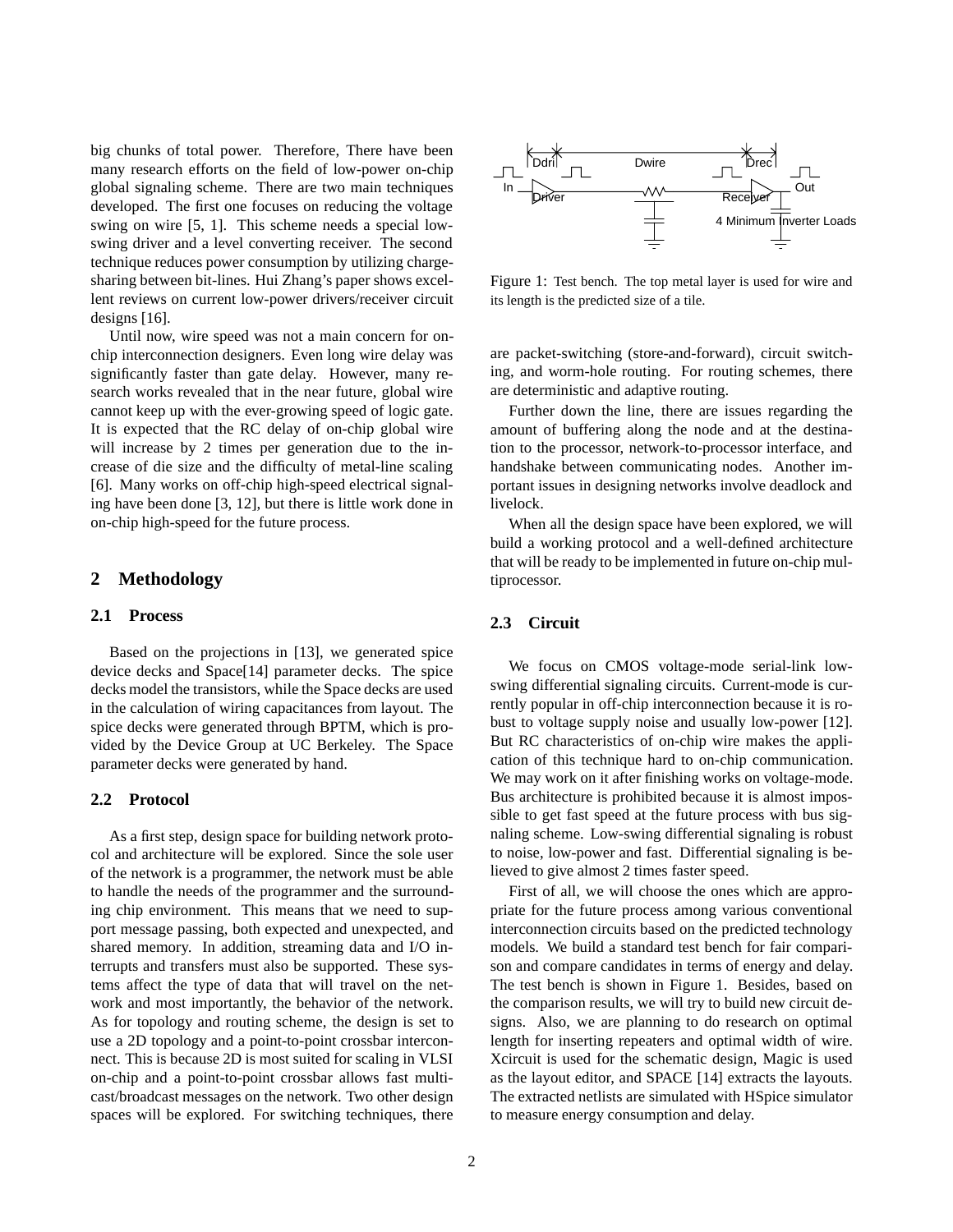big chunks of total power. Therefore, There have been many research efforts on the field of low-power on-chip global signaling scheme. There are two main techniques developed. The first one focuses on reducing the voltage swing on wire [5, 1]. This scheme needs a special low-swing driver and a level converting receiver. The second technique reduces power consumption by utilizing charge-sharing between bit-lines. Hui Zhang's paper shows excellent reviews on current low-power drivers/receiver circuit designs [16].

Until now, wire speed was not a main concern for on-chip interconnection designers. Even long wire delay was significantly faster than gate delay. However, many research works revealed that in the near future, global wire cannot keep up with the ever-growing speed of logic gate. It is expected that the RC delay of on-chip global wire will increase by 2 times per generation due to the increase of die size and the difficulty of metal-line scaling [6]. Many works on off-chip high-speed electrical signaling have been done [3, 12], but there is little work done in on-chip high-speed for the future process.

## 2 Methodology

### 2.1 Process

Based on the projections in [13], we generated spice device decks and Space[14] parameter decks. The spice decks model the transistors, while the Space decks are used in the calculation of wiring capacitances from layout. The spice decks were generated through BPTM, which is provided by the Device Group at UC Berkeley. The Space parameter decks were generated by hand.

### 2.2 Protocol

As a first step, design space for building network protocol and architecture will be explored. Since the sole user of the network is a programmer, the network must be able to handle the needs of the programmer and the surrounding chip environment. This means that we need to support message passing, both expected and unexpected, and shared memory. In addition, streaming data and I/O interrupts and transfers must also be supported. These systems affect the type of data that will travel on the network and most importantly, the behavior of the network. As for topology and routing scheme, the design is set to use a 2D topology and a point-to-point crossbar interconnect. This is because 2D is most suited for scaling in VLSI on-chip and a point-to-point crossbar allows fast multicast/broadcast messages on the network. Two other design spaces will be explored. For switching techniques, there are packet-switching (store-and-forward), circuit switching, and worm-hole routing. For routing schemes, there are deterministic and adaptive routing.

Further down the line, there are issues regarding the amount of buffering along the node and at the destination to the processor, network-to-processor interface, and handshake between communicating nodes. Another important issues in designing networks involve deadlock and livelock.

When all the design space have been explored, we will build a working protocol and a well-defined architecture that will be ready to be implemented in future on-chip multiprocessor.

Figure 1: Test bench. The top metal layer is used for wire and its length is the predicted size of a tile.

### 2.3 Circuit

We focus on CMOS voltage-mode serial-link low-swing differential signaling circuits. Current-mode is currently popular in off-chip interconnection because it is robust to voltage supply noise and usually low-power [12]. But RC characteristics of on-chip wire makes the application of this technique hard to on-chip communication. We may work on it after finishing works on voltage-mode. Bus architecture is prohibited because it is almost impossible to get fast speed at the future process with bus signaling scheme. Low-swing differential signaling is robust to noise, low-power and fast. Differential signaling is believed to give almost 2 times faster speed.

First of all, we will choose the ones which are appropriate for the future process among various conventional interconnection circuits based on the predicted technology models. We build a standard test bench for fair comparison and compare candidates in terms of energy and delay. The test bench is shown in Figure 1. Besides, based on the comparison results, we will try to build new circuit designs. Also, we are planning to do research on optimal length for inserting repeaters and optimal width of wire. Xcircuit is used for the schematic design, Magic is used as the layout editor, and SPACE [14] extracts the layouts. The extracted netlists are simulated with HSpice simulator to measure energy consumption and delay.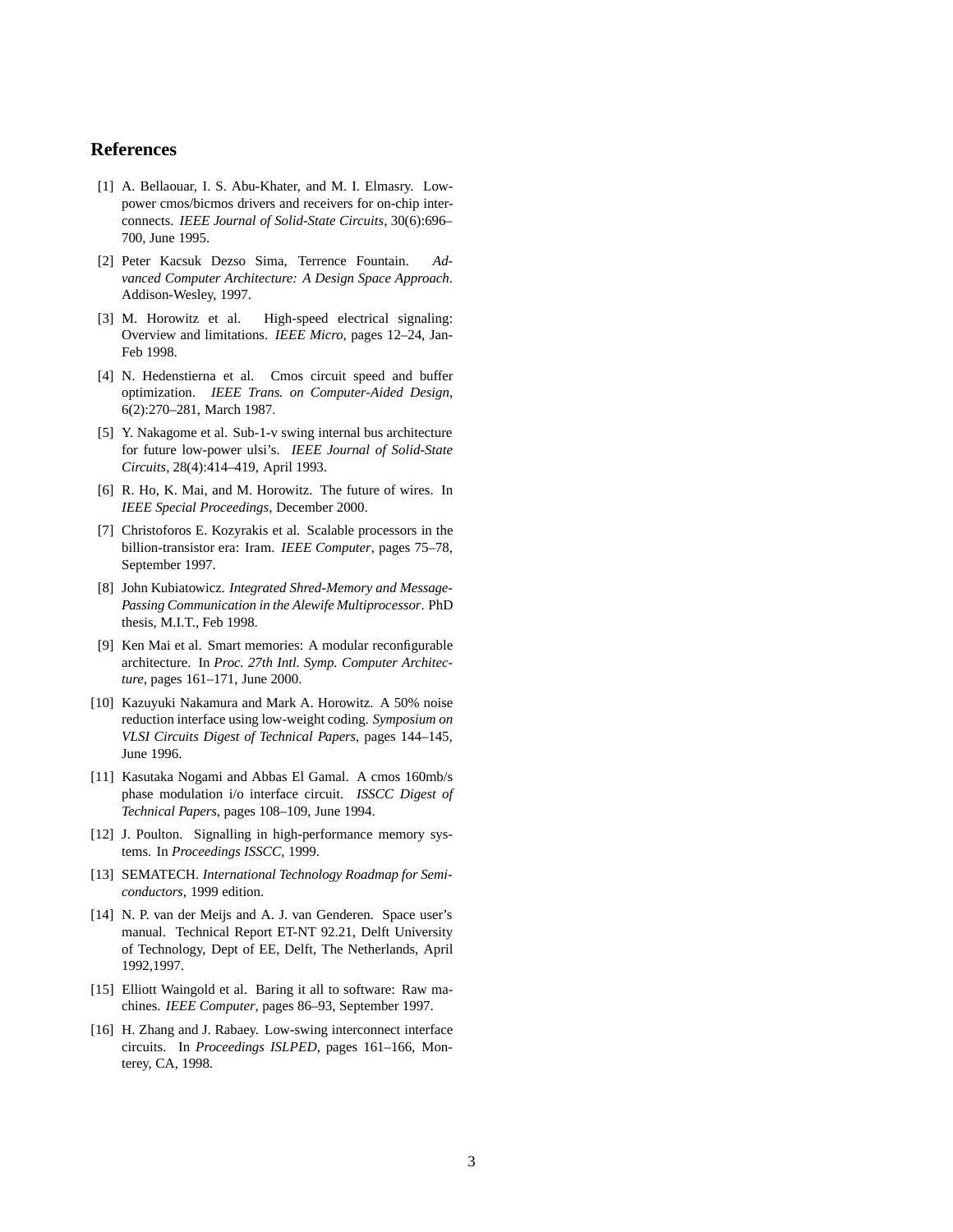## References

[1] A. Bellaouar, I. S. Abu-Khater, and M. I. Elmasry. Low-power cmos/bicmos drivers and receivers for on-chip interconnects. *IEEE Journal of Solid-State Circuits*, 30(6):696–700, June 1995.

[2] Peter Kacsuk Dezso Sima, Terrence Fountain. *Advanced Computer Architecture: A Design Space Approach*. Addison-Wesley, 1997.

[3] M. Horowitz et al. High-speed electrical signaling: Overview and limitations. *IEEE Micro*, pages 12–24, Jan-Feb 1998.

[4] N. Hedenstierna et al. Cmos circuit speed and buffer optimization. *IEEE Trans. on Computer-Aided Design*, 6(2):270–281, March 1987.

[5] Y. Nakagome et al. Sub-1-v swing internal bus architecture for future low-power ulsi's. *IEEE Journal of Solid-State Circuits*, 28(4):414–419, April 1993.

[6] R. Ho, K. Mai, and M. Horowitz. The future of wires. In *IEEE Special Proceedings*, December 2000.

[7] Christoforos E. Kozyrakis et al. Scalable processors in the billion-transistor era: Iram. *IEEE Computer*, pages 75–78, September 1997.

[8] John Kubiatowicz. *Integrated Shred-Memory and Message-Passing Communication in the Alewife Multiprocessor*. PhD thesis, M.I.T., Feb 1998.

[9] Ken Mai et al. Smart memories: A modular reconfigurable architecture. In *Proc. 27th Intl. Symp. Computer Architecture*, pages 161–171, June 2000.

[10] Kazuyuki Nakamura and Mark A. Horowitz. A 50% noise reduction interface using low-weight coding. *Symposium on VLSI Circuits Digest of Technical Papers*, pages 144–145, June 1996.

[11] Kasutaka Nogami and Abbas El Gamal. A cmos 160mb/s phase modulation i/o interface circuit. *ISSCC Digest of Technical Papers*, pages 108–109, June 1994.

[12] J. Poulton. Signalling in high-performance memory systems. In *Proceedings ISSCC*, 1999.

[13] SEMATECH. *International Technology Roadmap for Semiconductors*, 1999 edition.

[14] N. P. van der Meijs and A. J. van Genderen. Space user's manual. Technical Report ET-NT 92.21, Delft University of Technology, Dept of EE, Delft, The Netherlands, April 1992,1997.

[15] Elliott Waingold et al. Baring it all to software: Raw machines. *IEEE Computer*, pages 86–93, September 1997.

[16] H. Zhang and J. Rabaey. Low-swing interconnect interface circuits. In *Proceedings ISLPED*, pages 161–166, Monterey, CA, 1998.